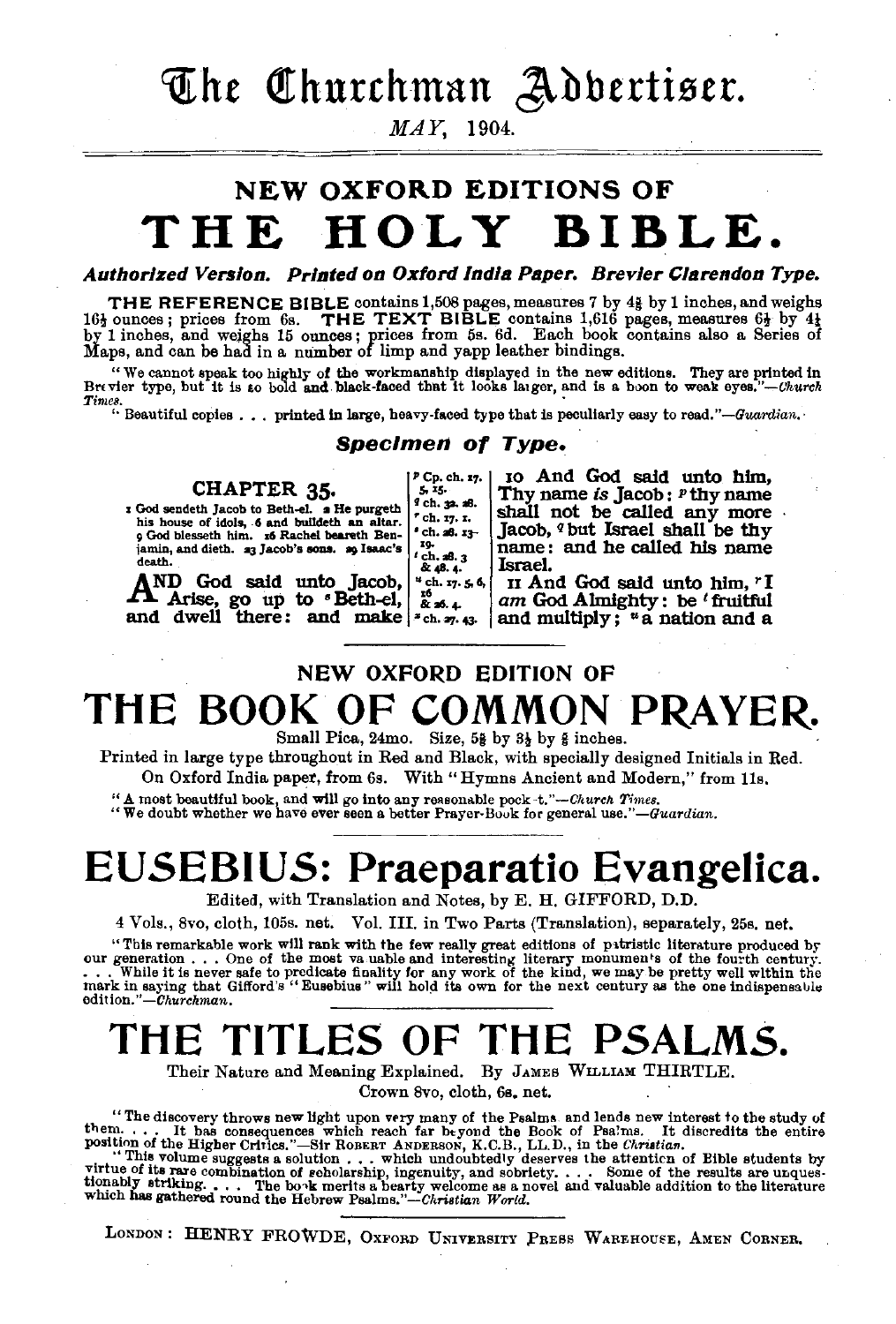# The Churchman Advertiser.

*MAY*, 1904.

## NEW OXFORD EDITIONS OF

# THE HOLY BIBLE.

***Authorized Version. Printed on Oxford India Paper. Brevier Clarendon Type.***

**THE REFERENCE BIBLE** contains 1,508 pages, measures 7 by 4⅝ by 1 inches, and weighs 16½ ounces; prices from 6s. **THE TEXT BIBLE** contains 1,616 pages, measures 6½ by 4½ by 1 inches, and weighs 15 ounces; prices from 5s. 6d. Each book contains also a Series of Maps, and can be had in a number of limp and yapp leather bindings.

"We cannot speak too highly of the workmanship displayed in the new editions. They are printed in Brevier type, but it is so bold and black-faced that it looks larger, and is a boon to weak eyes."—*Church Times.*

"Beautiful copies . . . printed in large, heavy-faced type that is peculiarly easy to read."—*Guardian.*

### *Specimen of Type.*

**CHAPTER 35.**

1 God sendeth Jacob to Beth-el. 2 He purgeth his house of idols. 6 and buildeth an altar. 9 God blesseth him. 16 Rachel beareth Benjamin, and dieth. 23 Jacob's sons. 29 Isaac's death.

**AND God said unto Jacob, Arise, go up to [s] Beth-el, and dwell there: and make**

p Cp. ch. 17. 5, 15. q ch. 32. 28. r ch. 17. 1. s ch. 28. 13-19. t ch. 28. 3 & 48. 4. u ch. 17. 5, 6, 16 & 26. 4. x ch. 27. 43.

**10 And God said unto him, Thy name *is* Jacob: [p] thy name shall not be called any more Jacob, [q] but Israel shall be thy name: and he called his name Israel.**

**11 And God said unto him, [r] I *am* God Almighty: be [t] fruitful and multiply; [u] a nation and a**

---

## NEW OXFORD EDITION OF

# THE BOOK OF COMMON PRAYER.

Small Pica, 24mo. Size, 5⅝ by 3½ by ⅝ inches.

Printed in large type throughout in Red and Black, with specially designed Initials in Red.

On Oxford India paper, from 6s. With "Hymns Ancient and Modern," from 11s.

"A most beautiful book, and will go into any reasonable pocket."—*Church Times.*

"We doubt whether we have ever seen a better Prayer-Book for general use."—*Guardian.*

# EUSEBIUS: Praeparatio Evangelica.

Edited, with Translation and Notes, by E. H. GIFFORD, D.D.

4 Vols., 8vo, cloth, 105s. net. Vol. III. in Two Parts (Translation), separately, 25s. net.

"This remarkable work will rank with the few really great editions of patristic literature produced by our generation . . . One of the most valuable and interesting literary monuments of the fourth century. . . . While it is never safe to predicate finality for any work of the kind, we may be pretty well within the mark in saying that Gifford's "Eusebius" will hold its own for the next century as the one indispensable edition."—*Churchman.*

---

# THE TITLES OF THE PSALMS.

Their Nature and Meaning Explained. By JAMES WILLIAM THIRTLE.

Crown 8vo, cloth, 6s. net.

"The discovery throws new light upon very many of the Psalms and lends new interest to the study of them. . . . It has consequences which reach far beyond the Book of Psalms. It discredits the entire position of the Higher Critics."—SIR ROBERT ANDERSON, K.C.B., LL.D., in the *Christian.*

"This volume suggests a solution . . . which undoubtedly deserves the attention of Bible students by virtue of its rare combination of scholarship, ingenuity, and sobriety. . . . Some of the results are unquestionably striking. . . . The book merits a hearty welcome as a novel and valuable addition to the literature which has gathered round the Hebrew Psalms."—*Christian World.*

---

LONDON: HENRY FROWDE, OXFORD UNIVERSITY PRESS WAREHOUSE, AMEN CORNER.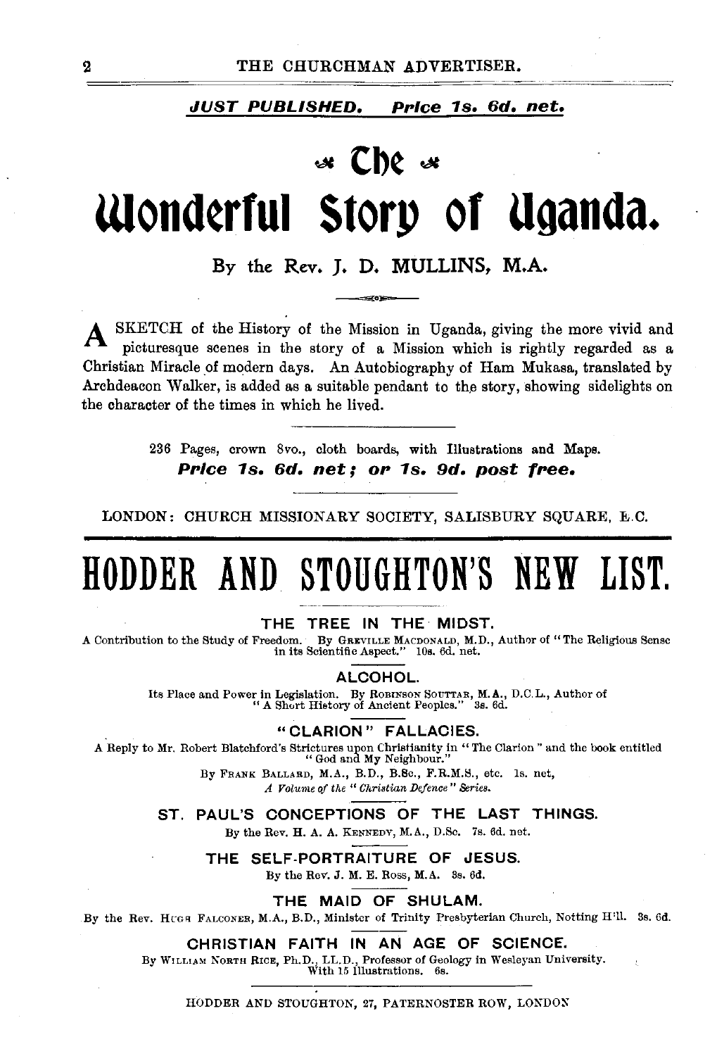***JUST PUBLISHED. Price 1s. 6d. net.***

# The Wonderful Story of Uganda.

By the Rev. J. D. MULLINS, M.A.

A SKETCH of the History of the Mission in Uganda, giving the more vivid and picturesque scenes in the story of a Mission which is rightly regarded as a Christian Miracle of modern days. An Autobiography of Ham Mukasa, translated by Archdeacon Walker, is added as a suitable pendant to the story, showing sidelights on the character of the times in which he lived.

236 Pages, crown 8vo., cloth boards, with Illustrations and Maps.

***Price 1s. 6d. net; or 1s. 9d. post free.***

LONDON: CHURCH MISSIONARY SOCIETY, SALISBURY SQUARE, E.C.

# HODDER AND STOUGHTON'S NEW LIST.

### THE TREE IN THE MIDST.

A Contribution to the Study of Freedom. By GREVILLE MACDONALD, M.D., Author of "The Religious Sense in its Scientific Aspect." 10s. 6d. net.

### ALCOHOL.

Its Place and Power in Legislation. By ROBINSON SOUTTAR, M.A., D.C.L., Author of "A Short History of Ancient Peoples." 3s. 6d.

### "CLARION" FALLACIES.

A Reply to Mr. Robert Blatchford's Strictures upon Christianity in "The Clarion" and the book entitled "God and My Neighbour."

By FRANK BALLARD, M.A., B.D., B.Sc., F.R.M.S., etc. 1s. net,

*A Volume of the "Christian Defence" Series.*

### ST. PAUL'S CONCEPTIONS OF THE LAST THINGS.

By the Rev. H. A. A. KENNEDY, M.A., D.Sc. 7s. 6d. net.

### THE SELF-PORTRAITURE OF JESUS.

By the Rev. J. M. E. ROSS, M.A. 3s. 6d.

### THE MAID OF SHULAM.

By the Rev. HUGH FALCONER, M.A., B.D., Minister of Trinity Presbyterian Church, Notting Hill. 3s. 6d.

### CHRISTIAN FAITH IN AN AGE OF SCIENCE.

By WILLIAM NORTH RICE, Ph.D., LL.D., Professor of Geology in Wesleyan University. With 15 Illustrations. 6s.

HODDER AND STOUGHTON, 27, PATERNOSTER ROW, LONDON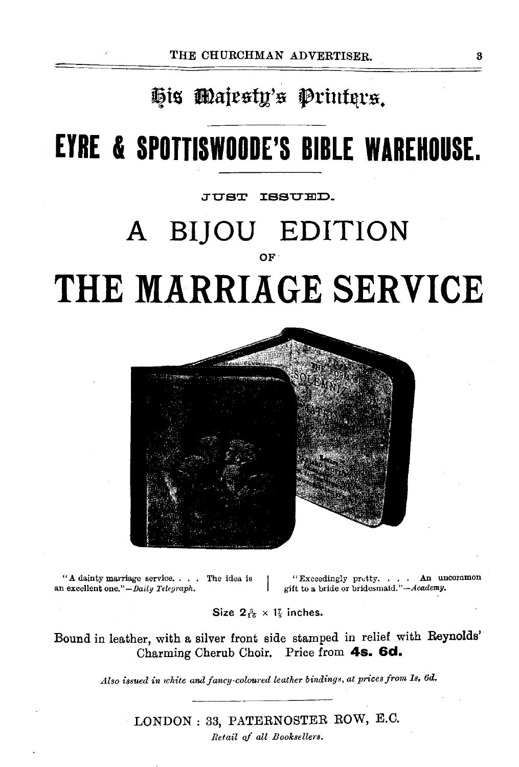# His Majesty's Printers.

# EYRE & SPOTTISWOODE'S BIBLE WAREHOUSE.

JUST ISSUED.

# A BIJOU EDITION

OF

# THE MARRIAGE SERVICE

"A dainty marriage service. . . . The idea is an excellent one."—*Daily Telegraph.*

"Exceedingly pretty. . . . An uncommon gift to a bride or bridesmaid."—*Academy.*

Size $2\frac{3}{16} \times 1\frac{7}{8}$ inches.

Bound in leather, with a silver front side stamped in relief with Reynolds' Charming Cherub Choir. Price from **4s. 6d.**

*Also issued in white and fancy-coloured leather bindings, at prices from 1s. 6d.*

LONDON : 33, PATERNOSTER ROW, E.C.

*Retail of all Booksellers.*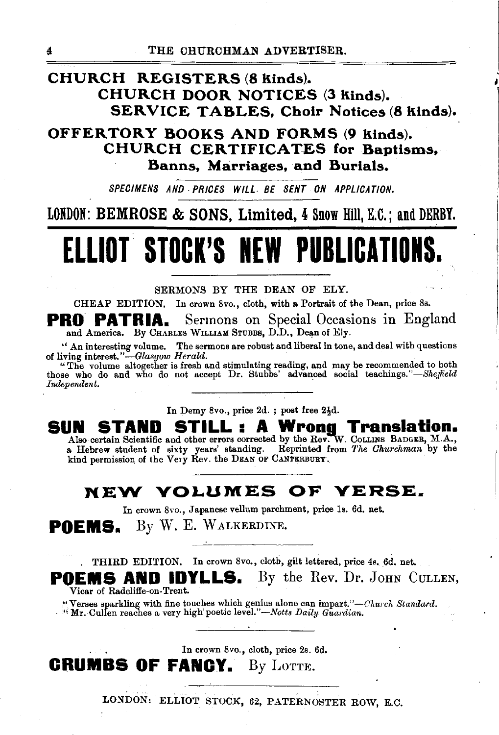**CHURCH REGISTERS (8 kinds).**

**CHURCH DOOR NOTICES (3 kinds).**

**SERVICE TABLES, Choir Notices (8 kinds).**

**OFFERTORY BOOKS AND FORMS (9 kinds).**

**CHURCH CERTIFICATES for Baptisms, Banns, Marriages, and Burials.**

*SPECIMENS AND PRICES WILL BE SENT ON APPLICATION.*

**LONDON: BEMROSE & SONS, Limited, 4 Snow Hill, E.C.; and DERBY.**

# ELLIOT STOCK'S NEW PUBLICATIONS.

SERMONS BY THE DEAN OF ELY.

CHEAP EDITION. In crown 8vo., cloth, with a Portrait of the Dean, price 8s.

**PRO PATRIA.** Sermons on Special Occasions in England and America. By CHARLES WILLIAM STUBBS, D.D., Dean of Ely.

"An interesting volume. The sermons are robust and liberal in tone, and deal with questions of living interest."—*Glasgow Herald.*

"The volume altogether is fresh and stimulating reading, and may be recommended to both those who do and who do not accept Dr. Stubbs' advanced social teachings."—*Sheffield Independent.*

In Demy 8vo., price 2d.; post free 2½d.

**SUN STAND STILL: A Wrong Translation.** Also certain Scientific and other errors corrected by the Rev. W. COLLINS BADGER, M.A., a Hebrew student of sixty years' standing. Reprinted from *The Churchman* by the kind permission of the Very Rev. the DEAN OF CANTERBURY.

## NEW VOLUMES OF VERSE.

In crown 8vo., Japanese vellum parchment, price 1s. 6d. net.

**POEMS.** By W. E. WALKERDINE.

THIRD EDITION. In crown 8vo., cloth, gilt lettered, price 4s. 6d. net.

**POEMS AND IDYLLS.** By the Rev. Dr. JOHN CULLEN, Vicar of Radcliffe-on-Trent.

"Verses sparkling with fine touches which genius alone can impart."—*Church Standard.*

"Mr. Cullen reaches a very high poetic level."—*Notts Daily Guardian.*

In crown 8vo., cloth, price 2s. 6d.

**CRUMBS OF FANCY.** By LOTTE.

LONDON: ELLIOT STOCK, 62, PATERNOSTER ROW, E.C.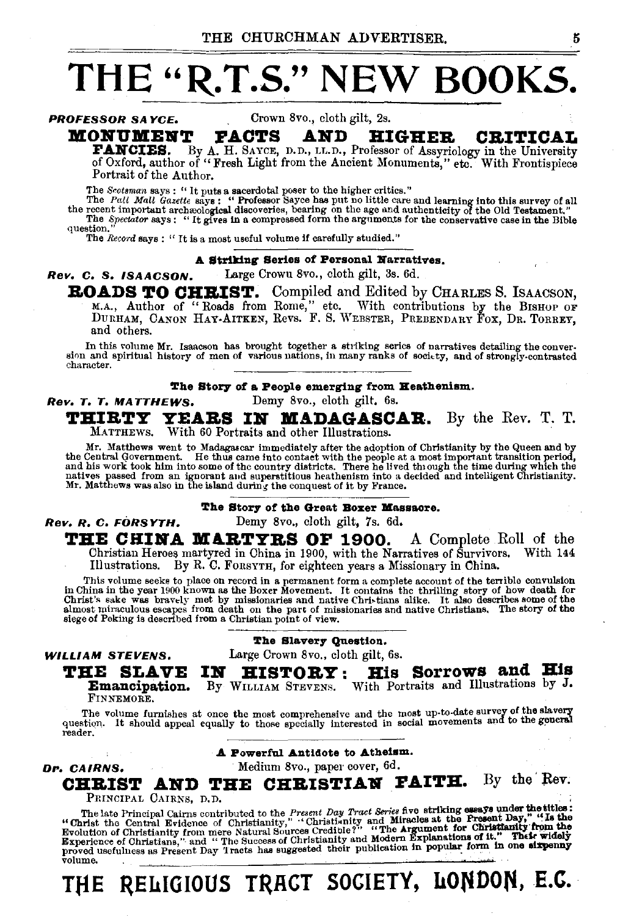# THE "R.T.S." NEW BOOKS.

***PROFESSOR SAYCE.*** Crown 8vo., cloth gilt, 2s.

**MONUMENT FACTS AND HIGHER CRITICAL FANCIES.** By A. H. SAYCE, D.D., LL.D., Professor of Assyriology in the University of Oxford, author of "Fresh Light from the Ancient Monuments," etc. With Frontispiece Portrait of the Author.

The *Scotsman* says: "It puts a sacerdotal poser to the higher critics."
The *Pall Mall Gazette* says: "Professor Sayce has put no little care and learning into this survey of all the recent important archæological discoveries, bearing on the age and authenticity of the Old Testament."
The *Spectator* says: "It gives in a compressed form the arguments for the conservative case in the Bible question."
The *Record* says: "It is a most useful volume if carefully studied."

---

**A Striking Series of Personal Narratives.**

***Rev. C. S. ISAACSON.*** Large Crown 8vo., cloth gilt, 3s. 6d.

**ROADS TO CHRIST.** Compiled and Edited by CHARLES S. ISAACSON, M.A., Author of "Roads from Rome," etc. With contributions by the BISHOP OF DURHAM, CANON HAY-AITKEN, Revs. F. S. WEBSTER, PREBENDARY FOX, DR. TORREY, and others.

In this volume Mr. Isaacson has brought together a striking series of narratives detailing the conversion and spiritual history of men of various nations, in many ranks of society, and of strongly-contrasted character.

---

**The Story of a People emerging from Heathenism.**

***Rev. T. T. MATTHEWS.*** Demy 8vo., cloth gilt, 6s.

**THIRTY YEARS IN MADAGASCAR.** By the Rev. T. T. MATTHEWS. With 60 Portraits and other Illustrations.

Mr. Matthews went to Madagascar immediately after the adoption of Christianity by the Queen and by the Central Government. He thus came into contact with the people at a most important transition period, and his work took him into some of the country districts. There he lived through the time during which the natives passed from an ignorant and superstitious heathenism into a decided and intelligent Christianity. Mr. Matthews was also in the island during the conquest of it by France.

---

**The Story of the Great Boxer Massacre.**

***Rev. R. C. FORSYTH.*** Demy 8vo., cloth gilt, 7s. 6d.

**THE CHINA MARTYRS OF 1900.** A Complete Roll of the Christian Heroes martyred in China in 1900, with the Narratives of Survivors. With 144 Illustrations. By R. C. FORSYTH, for eighteen years a Missionary in China.

This volume seeks to place on record in a permanent form a complete account of the terrible convulsion in China in the year 1900 known as the Boxer Movement. It contains the thrilling story of how death for Christ's sake was bravely met by missionaries and native Christians alike. It also describes some of the almost miraculous escapes from death on the part of missionaries and native Christians. The story of the siege of Peking is described from a Christian point of view.

---

**The Slavery Question.**

***WILLIAM STEVENS.*** Large Crown 8vo., cloth gilt, 6s.

**THE SLAVE IN HISTORY: His Sorrows and His Emancipation.** By WILLIAM STEVENS. With Portraits and Illustrations by J. FINNEMORE.

The volume furnishes at once the most comprehensive and the most up-to-date survey of the slavery question. It should appeal equally to those specially interested in social movements and to the general reader.

---

**A Powerful Antidote to Atheism.**

***Dr. CAIRNS.*** Medium 8vo., paper cover, 6d.

**CHRIST AND THE CHRISTIAN FAITH.** By the Rev. PRINCIPAL CAIRNS, D.D.

The late Principal Cairns contributed to the *Present Day Tract Series* five striking essays under the titles: "Christ the Central Evidence of Christianity," "Christianity and Miracles at the Present Day," "Is the Evolution of Christianity from mere Natural Sources Credible?" "The Argument for Christianity from the Experience of Christians," and "The Success of Christianity and Modern Explanations of it." Their widely proved usefulness as Present Day Tracts has suggested their publication in popular form in one sixpenny volume.

# THE RELIGIOUS TRACT SOCIETY, LONDON, E.C.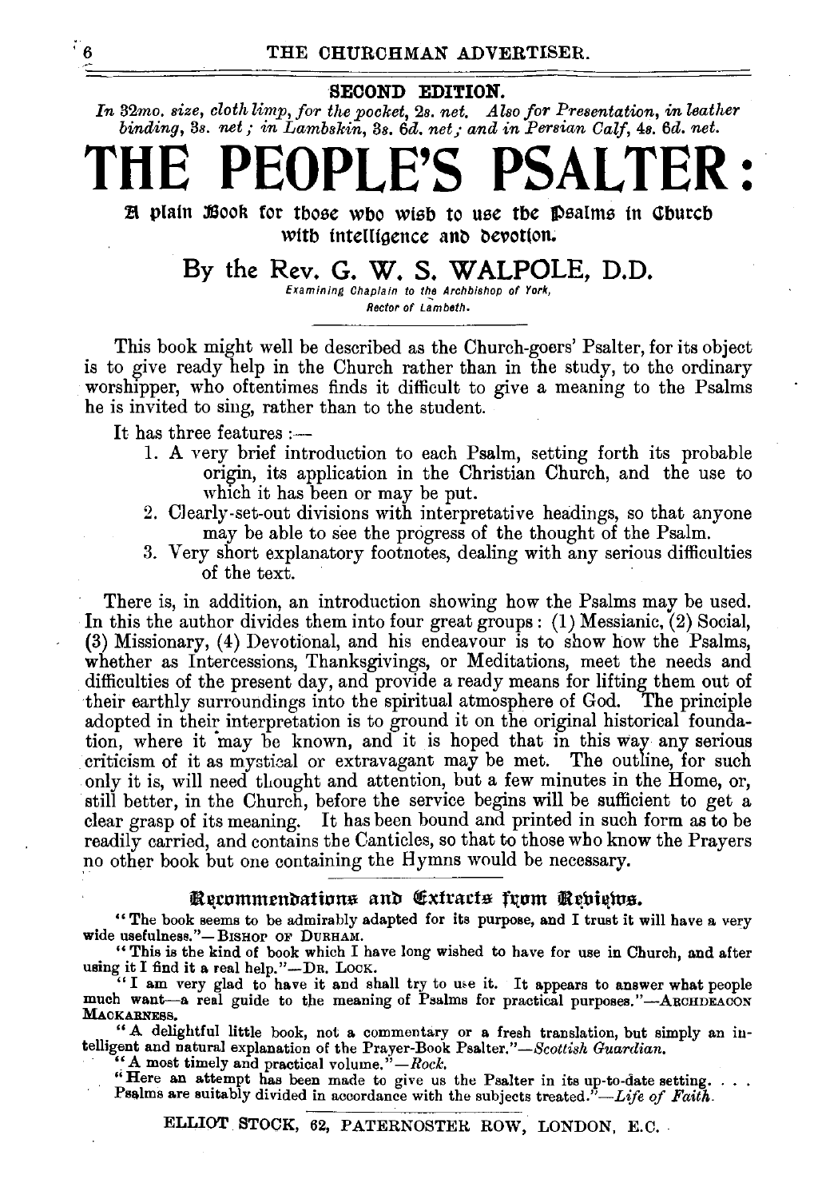**SECOND EDITION.**

*In 32mo. size, cloth limp, for the pocket,* 2s. *net. Also for Presentation, in leather binding,* 3s. *net; in Lambskin,* 3s. 6d. *net; and in Persian Calf,* 4s. 6d. *net.*

# THE PEOPLE'S PSALTER:

## A plain Book for those who wish to use the Psalms in Church with intelligence and devotion.

## By the Rev. G. W. S. WALPOLE, D.D.

*Examining Chaplain to the Archbishop of York,*
*Rector of Lambeth.*

This book might well be described as the Church-goers' Psalter, for its object is to give ready help in the Church rather than in the study, to the ordinary worshipper, who oftentimes finds it difficult to give a meaning to the Psalms he is invited to sing, rather than to the student.

It has three features :—

1. A very brief introduction to each Psalm, setting forth its probable origin, its application in the Christian Church, and the use to which it has been or may be put.
2. Clearly-set-out divisions with interpretative headings, so that anyone may be able to see the progress of the thought of the Psalm.
3. Very short explanatory footnotes, dealing with any serious difficulties of the text.

There is, in addition, an introduction showing how the Psalms may be used. In this the author divides them into four great groups: (1) Messianic, (2) Social, (3) Missionary, (4) Devotional, and his endeavour is to show how the Psalms, whether as Intercessions, Thanksgivings, or Meditations, meet the needs and difficulties of the present day, and provide a ready means for lifting them out of their earthly surroundings into the spiritual atmosphere of God. The principle adopted in their interpretation is to ground it on the original historical foundation, where it may be known, and it is hoped that in this way any serious criticism of it as mystical or extravagant may be met. The outline, for such only it is, will need thought and attention, but a few minutes in the Home, or, still better, in the Church, before the service begins will be sufficient to get a clear grasp of its meaning. It has been bound and printed in such form as to be readily carried, and contains the Canticles, so that to those who know the Prayers no other book but one containing the Hymns would be necessary.

### Recommendations and Extracts from Reviews.

"The book seems to be admirably adapted for its purpose, and I trust it will have a very wide usefulness."—BISHOP OF DURHAM.

"This is the kind of book which I have long wished to have for use in Church, and after using it I find it a real help."—DR. LOCK.

"I am very glad to have it and shall try to use it. It appears to answer what people much want—a real guide to the meaning of Psalms for practical purposes."—ARCHDEACON MACKARNESS.

"A delightful little book, not a commentary or a fresh translation, but simply an intelligent and natural explanation of the Prayer-Book Psalter."—*Scottish Guardian.*

"A most timely and practical volume."—*Rock.*

"Here an attempt has been made to give us the Psalter in its up-to-date setting. . . . Psalms are suitably divided in accordance with the subjects treated."—*Life of Faith.*

ELLIOT STOCK, 62, PATERNOSTER ROW, LONDON, E.C.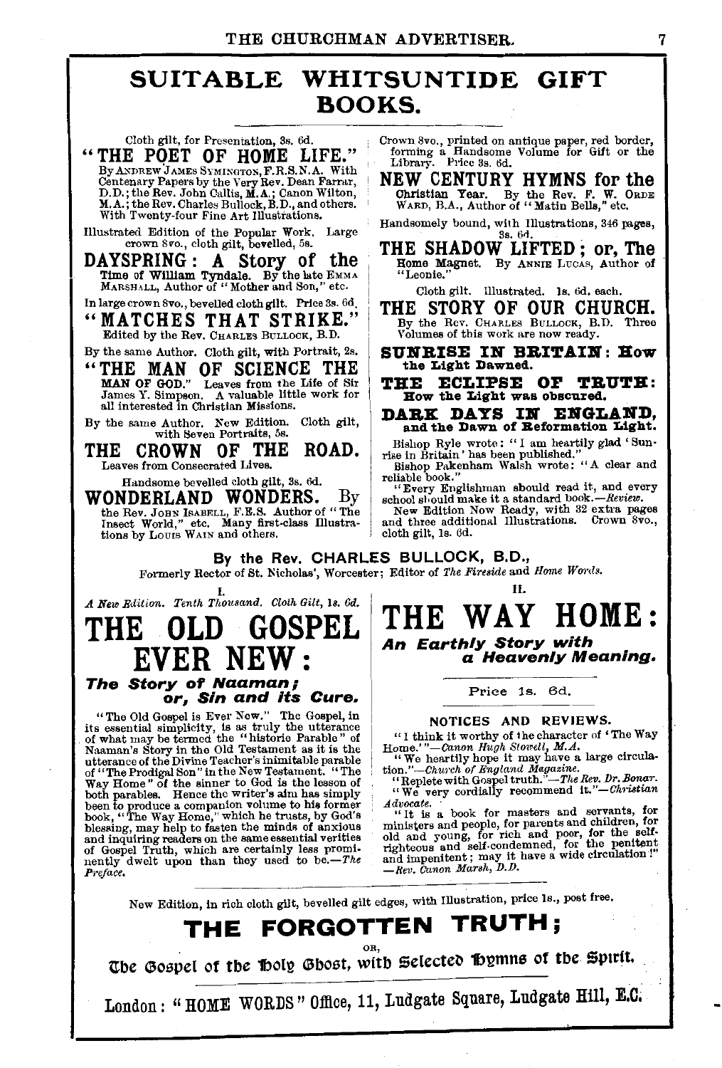# SUITABLE WHITSUNTIDE GIFT BOOKS.

Cloth gilt, for Presentation, 3s. 6d.

## "THE POET OF HOME LIFE."

By ANDREW JAMES SYMINGTON, F.R.S.N.A. With Centenary Papers by the Very Rev. Dean Farrar, D.D.; the Rev. John Callis, M.A.; Canon Wilton, M.A.; the Rev. Charles Bullock, B.D., and others. With Twenty-four Fine Art Illustrations.

Illustrated Edition of the Popular Work. Large crown 8vo., cloth gilt, bevelled, 5s.

## DAYSPRING: A Story of the Time of William Tyndale.

By the late EMMA MARSHALL, Author of "Mother and Son," etc.

In large crown 8vo., bevelled cloth gilt. Price 3s. 6d.

## "MATCHES THAT STRIKE."

Edited by the Rev. CHARLES BULLOCK, B.D.

By the same Author. Cloth gilt, with Portrait, 2s.

## "THE MAN OF SCIENCE THE MAN OF GOD."

Leaves from the Life of Sir James Y. Simpson. A valuable little work for all interested in Christian Missions.

By the same Author. New Edition. Cloth gilt, with Seven Portraits, 5s.

## THE CROWN OF THE ROAD.

Leaves from Consecrated Lives.

Handsome bevelled cloth gilt, 3s. 6d.

## WONDERLAND WONDERS.

By the Rev. JOHN ISABELL, F.E.S. Author of "The Insect World," etc. Many first-class Illustrations by LOUIS WAIN and others.

Crown 8vo., printed on antique paper, red border, forming a Handsome Volume for Gift or the Library. Price 3s. 6d.

## NEW CENTURY HYMNS for the Christian Year.

By the Rev. F. W. ORDE WARD, B.A., Author of "Matin Bells," etc.

Handsomely bound, with Illustrations, 346 pages, 3s. 6d.

## THE SHADOW LIFTED; or, The Home Magnet.

By ANNIE LUCAS, Author of "Leonie."

Cloth gilt. Illustrated. 1s. 6d. each.

## THE STORY OF OUR CHURCH.

By the Rev. CHARLES BULLOCK, B.D. Three Volumes of this work are now ready.

**SUNRISE IN BRITAIN: How the Light Dawned.**

**THE ECLIPSE OF TRUTH: How the Light was obscured.**

**DARK DAYS IN ENGLAND, and the Dawn of Reformation Light.**

Bishop Ryle wrote: "I am heartily glad 'Sunrise in Britain' has been published."

Bishop Pakenham Walsh wrote: "A clear and reliable book."

"Every Englishman should read it, and every school should make it a standard book.—*Review*.

New Edition Now Ready, with 32 extra pages and three additional Illustrations. Crown 8vo., cloth gilt, 1s. 6d.

---

### By the Rev. CHARLES BULLOCK, B.D.,

Formerly Rector of St. Nicholas', Worcester; Editor of *The Fireside* and *Home Words*.

I.

*A New Edition. Tenth Thousand. Cloth Gilt, 1s. 6d.*

# THE OLD GOSPEL EVER NEW:

### *The Story of Naaman; or, Sin and its Cure.*

"The Old Gospel is Ever New." The Gospel, in its essential simplicity, is as truly the utterance of what may be termed the "historic Parable" of Naaman's Story in the Old Testament as it is the utterance of the Divine Teacher's inimitable parable of "The Prodigal Son" in the New Testament. "The Way Home" of the sinner to God is the lesson of both parables. Hence the writer's aim has simply been to produce a companion volume to his former book, "The Way Home," which he trusts, by God's blessing, may help to fasten the minds of anxious and inquiring readers on the same essential verities of Gospel Truth, which are certainly less prominently dwelt upon than they used to be.—*The Preface.*

II.

# THE WAY HOME:

### *An Earthly Story with a Heavenly Meaning.*

Price 1s. 6d.

#### NOTICES AND REVIEWS.

"I think it worthy of the character of 'The Way Home.'"—*Canon Hugh Stowell, M.A.*

"We heartily hope it may have a large circulation."—*Church of England Magazine.*

"Replete with Gospel truth."—*The Rev. Dr. Bonar.*

"We very cordially recommend it."—*Christian Advocate.*

"It is a book for masters and servants, for ministers and people, for parents and children, for old and young, for rich and poor, for the self-righteous and self-condemned, for the penitent and impenitent; may it have a wide circulation!"—*Rev. Canon Marsh, D.D.*

---

New Edition, in rich cloth gilt, bevelled gilt edges, with Illustration, price 1s., post free.

## THE FORGOTTEN TRUTH;

OR,

**The Gospel of the Holy Ghost, with Selected Hymns of the Spirit.**

London: "HOME WORDS" Office, 11, Ludgate Square, Ludgate Hill, E.C.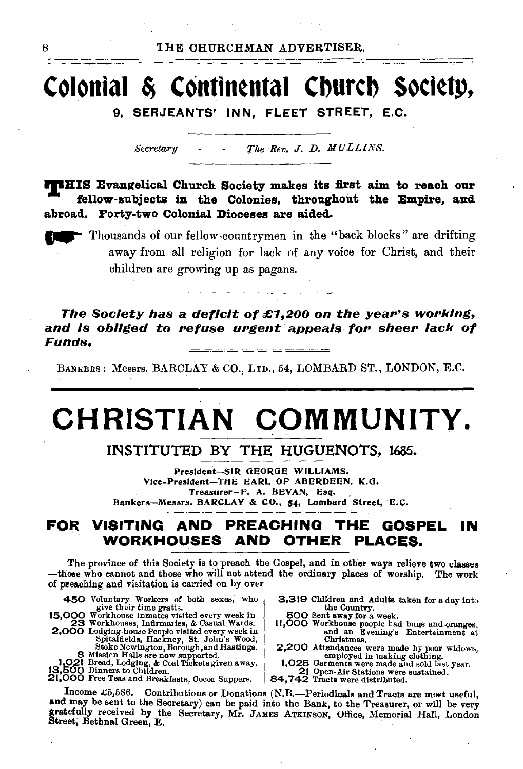# Colonial & Continental Church Society,

**9, SERJEANTS' INN, FLEET STREET, E.C.**

*Secretary - - The Rev. J. D. MULLINS.*

**THIS Evangelical Church Society makes its first aim to reach our fellow-subjects in the Colonies, throughout the Empire, and abroad. Forty-two Colonial Dioceses are aided.**

Thousands of our fellow-countrymen in the "back blocks" are drifting away from all religion for lack of any voice for Christ, and their children are growing up as pagans.

***The Society has a deficit of £1,200 on the year's working, and is obliged to refuse urgent appeals for sheer lack of Funds.***

BANKERS: Messrs. BARCLAY & CO., LTD., 54, LOMBARD ST., LONDON, E.C.

---

# CHRISTIAN COMMUNITY.

## INSTITUTED BY THE HUGUENOTS, 1685.

**President—SIR GEORGE WILLIAMS.**
**Vice-President—THE EARL OF ABERDEEN, K.G.**
**Treasurer—F. A. BEVAN, Esq.**
**Bankers—Messrs. BARCLAY & CO., 54, Lombard Street, E.C.**

## FOR VISITING AND PREACHING THE GOSPEL IN WORKHOUSES AND OTHER PLACES.

The province of this Society is to preach the Gospel, and in other ways relieve two classes—those who cannot and those who will not attend the ordinary places of worship. The work of preaching and visitation is carried on by over

- **450** Voluntary Workers of both sexes, who give their time gratis.
- **15,000** Workhouse Inmates visited every week in
- **23** Workhouses, Infirmaries, & Casual Wards.
- **2,000** Lodging-house People visited every week in Spitalfields, Hackney, St. John's Wood, Stoke Newington, Borough, and Hastings.
- **8** Mission Halls are now supported.
- **1,021** Bread, Lodging, & Coal Tickets given away.
- **13,500** Dinners to Children.
- **21,000** Free Teas and Breakfasts, Cocoa Suppers.
- **3,319** Children and Adults taken for a day into the Country.
- **500** Sent away for a week.
- **11,000** Workhouse people had buns and oranges, and an Evening's Entertainment at Christmas.
- **2,200** Attendances were made by poor widows, employed in making clothing.
- **1,025** Garments were made and sold last year.
- **21** Open-Air Stations were sustained.
- **84,742** Tracts were distributed.

Income £5,586. Contributions or Donations (N.B.—Periodicals and Tracts are most useful, and may be sent to the Secretary) can be paid into the Bank, to the Treasurer, or will be very gratefully received by the Secretary, Mr. JAMES ATKINSON, Office, Memorial Hall, London Street, Bethnal Green, E.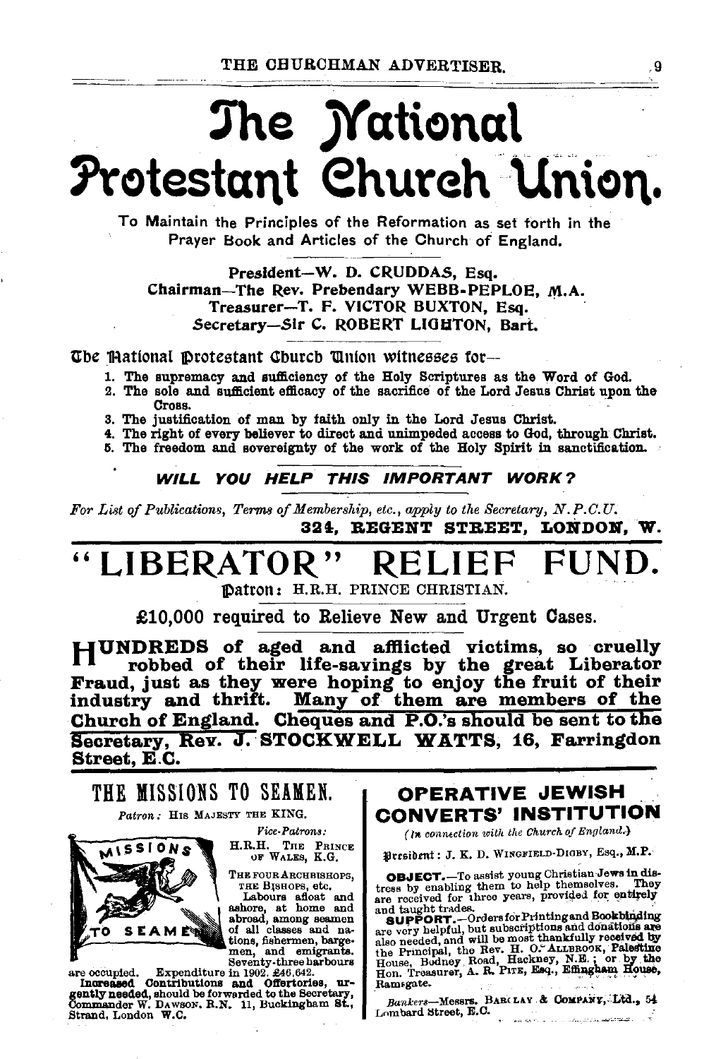# The National Protestant Church Union.

To Maintain the Principles of the Reformation as set forth in the Prayer Book and Articles of the Church of England.

**President—W. D. CRUDDAS, Esq.**
**Chairman—The Rev. Prebendary WEBB-PEPLOE, M.A.**
**Treasurer—T. F. VICTOR BUXTON, Esq.**
**Secretary—Sir C. ROBERT LIGHTON, Bart.**

The National Protestant Church Union witnesses for—

1. The supremacy and sufficiency of the Holy Scriptures as the Word of God.
2. The sole and sufficient efficacy of the sacrifice of the Lord Jesus Christ upon the Cross.
3. The justification of man by faith only in the Lord Jesus Christ.
4. The right of every believer to direct and unimpeded access to God, through Christ.
5. The freedom and sovereignty of the work of the Holy Spirit in sanctification.

***WILL YOU HELP THIS IMPORTANT WORK?***

*For List of Publications, Terms of Membership, etc., apply to the Secretary, N.P.C.U.*
**324, REGENT STREET, LONDON, W.**

# "LIBERATOR" RELIEF FUND.

**Patron:** H.R.H. PRINCE CHRISTIAN.

**£10,000 required to Relieve New and Urgent Cases.**

**HUNDREDS of aged and afflicted victims, so cruelly robbed of their life-savings by the great Liberator Fraud, just as they were hoping to enjoy the fruit of their industry and thrift. Many of them are members of the Church of England. Cheques and P.O.'s should be sent to the Secretary, Rev. J. STOCKWELL WATTS, 16, Farringdon Street, E.C.**

## THE MISSIONS TO SEAMEN.

*Patron:* HIS MAJESTY THE KING.

*Vice-Patrons:*
H.R.H. THE PRINCE OF WALES, K.G.
THE FOUR ARCHBISHOPS, THE BISHOPS, etc.

Labours afloat and ashore, at home and abroad, among seamen of all classes and nations, fishermen, bargemen, and emigrants. Seventy-three harbours are occupied. Expenditure in 1902, £46,642.

**Increased Contributions and Offertories, urgently needed,** should be forwarded to the Secretary, Commander W. DAWSON, R.N. 11, Buckingham St., Strand, London W.C.

## OPERATIVE JEWISH CONVERTS' INSTITUTION

*(In connection with the Church of England.)*

**President:** J. K. D. WINGFIELD-DIGBY, Esq., M.P.

**OBJECT.**—To assist young Christian Jews in distress by enabling them to help themselves. They are received for three years, provided for entirely and taught trades.

**SUPPORT.**—Orders for Printing and Bookbinding are very helpful, but subscriptions and donations are also needed, and will be most thankfully received by the Principal, the Rev. H. O. ALLBROOK, Palestine House, Bodney Road, Hackney, N.E.; or by the Hon. Treasurer, A. R. PITE, Esq., Effingham House, Ramsgate.

*Bankers*—Messrs. BARCLAY & COMPANY, Ltd., 54 Lombard Street, E.C.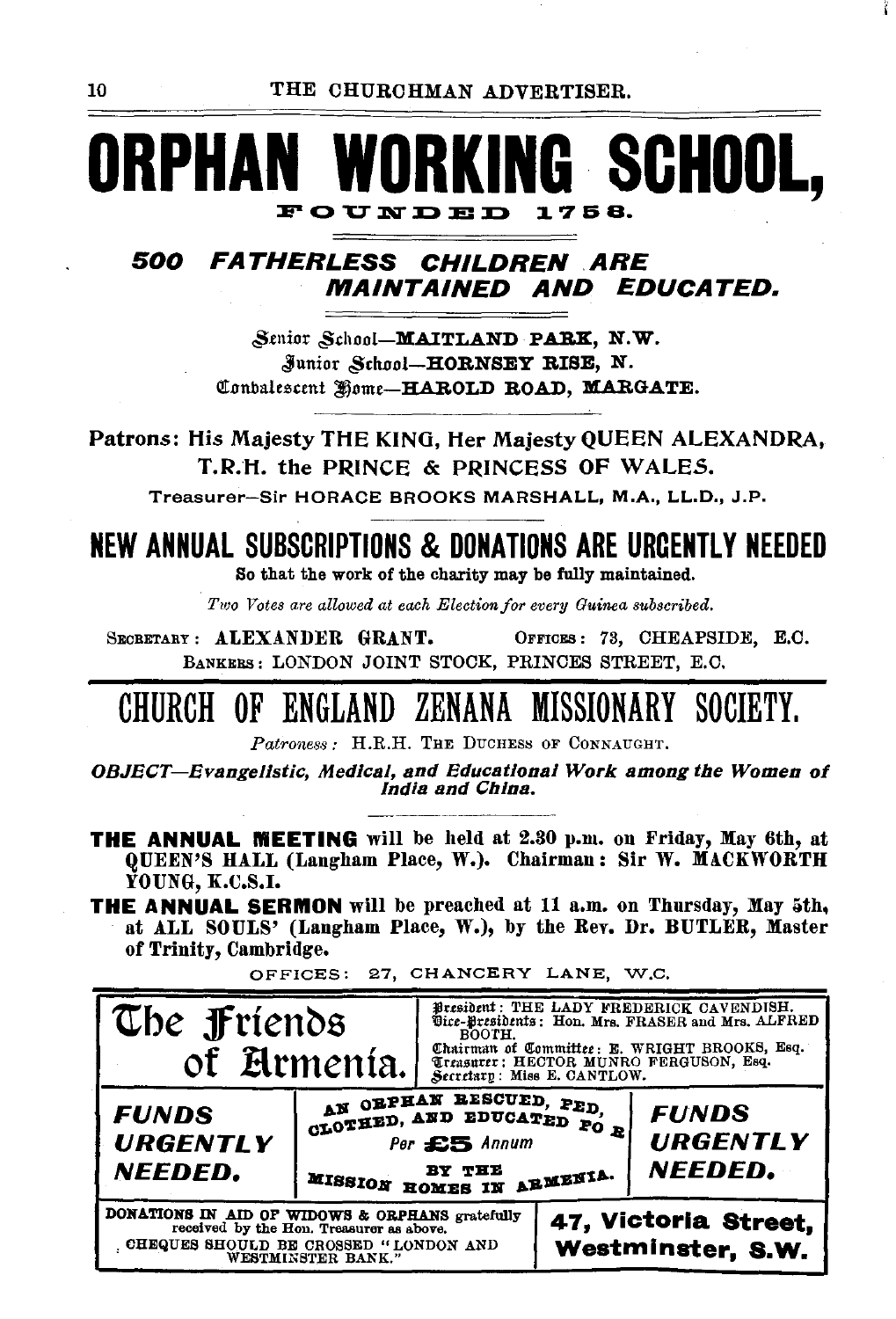# ORPHAN WORKING SCHOOL,

FOUNDED 1758.

***500 FATHERLESS CHILDREN ARE MAINTAINED AND EDUCATED.***

Senior School—**MAITLAND PARK, N.W.**
Junior School—**HORNSEY RISE, N.**
Convalescent Home—**HAROLD ROAD, MARGATE.**

Patrons: His Majesty THE KING, Her Majesty QUEEN ALEXANDRA, T.R.H. the PRINCE & PRINCESS OF WALES.

Treasurer—Sir HORACE BROOKS MARSHALL, M.A., LL.D., J.P.

## NEW ANNUAL SUBSCRIPTIONS & DONATIONS ARE URGENTLY NEEDED

**So that the work of the charity may be fully maintained.**

*Two Votes are allowed at each Election for every Guinea subscribed.*

SECRETARY: **ALEXANDER GRANT.** OFFICES: 73, CHEAPSIDE, E.C.
BANKERS: LONDON JOINT STOCK, PRINCES STREET, E.C.

# CHURCH OF ENGLAND ZENANA MISSIONARY SOCIETY.

*Patroness:* H.R.H. THE DUCHESS OF CONNAUGHT.

***OBJECT—Evangelistic, Medical, and Educational Work among the Women of India and China.***

**THE ANNUAL MEETING** will be held at 2.30 p.m. on Friday, May 6th, at QUEEN'S HALL (Langham Place, W.). Chairman: Sir W. MACKWORTH YOUNG, K.C.S.I.

**THE ANNUAL SERMON** will be preached at 11 a.m. on Thursday, May 5th, at ALL SOULS' (Langham Place, W.), by the Rev. Dr. BUTLER, Master of Trinity, Cambridge.

OFFICES: 27, CHANCERY LANE, W.C.

# The Friends of Armenia.

President: THE LADY FREDERICK CAVENDISH.
Vice-Presidents: Hon. Mrs. FRASER and Mrs. ALFRED BOOTH.
Chairman of Committee: E. WRIGHT BROOKS, Esq.
Treasurer: HECTOR MUNRO FERGUSON, Esq.
Secretary: Miss E. CANTLOW.

***FUNDS URGENTLY NEEDED.***

AN ORPHAN RESCUED, FED, CLOTHED, AND EDUCATED FOR
*Per* **£5** *Annum*
BY THE MISSION HOMES IN ARMENIA.

***FUNDS URGENTLY NEEDED.***

DONATIONS IN AID OF WIDOWS & ORPHANS gratefully received by the Hon. Treasurer as above.
CHEQUES SHOULD BE CROSSED "LONDON AND WESTMINSTER BANK."

**47, Victoria Street, Westminster, S.W.**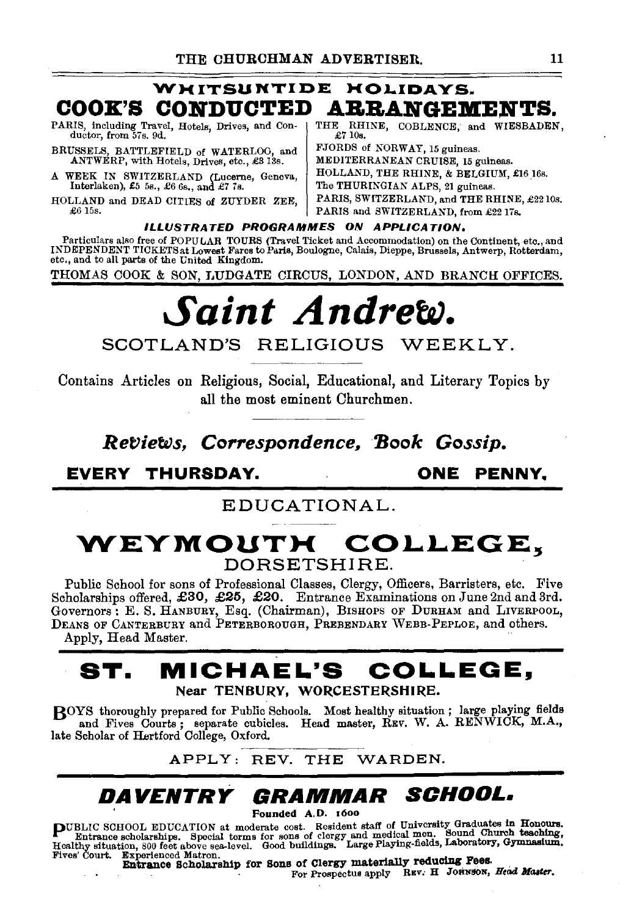## WHITSUNTIDE HOLIDAYS.

# COOK'S CONDUCTED ARRANGEMENTS.

PARIS, including Travel, Hotels, Drives, and Conductor, from 57s. 9d.

BRUSSELS, BATTLEFIELD of WATERLOO, and ANTWERP, with Hotels, Drives, etc., £3 13s.

A WEEK IN SWITZERLAND (Lucerne, Geneva, Interlaken), £5 5s., £6 6s., and £7 7s.

HOLLAND and DEAD CITIES of ZUYDER ZEE, £6 15s.

THE RHINE, COBLENCE, and WIESBADEN, £7 10s.

FJORDS of NORWAY, 15 guineas.

MEDITERRANEAN CRUISE, 15 guineas.

HOLLAND, THE RHINE, & BELGIUM, £16 16s.

The THURINGIAN ALPS, 21 guineas.

PARIS, SWITZERLAND, and THE RHINE, £22 10s.

PARIS and SWITZERLAND, from £22 17s.

***ILLUSTRATED PROGRAMMES ON APPLICATION.***

Particulars also free of POPULAR TOURS (Travel Ticket and Accommodation) on the Continent, etc., and INDEPENDENT TICKETS at Lowest Fares to Paris, Boulogne, Calais, Dieppe, Brussels, Antwerp, Rotterdam, etc., and to all parts of the United Kingdom.

THOMAS COOK & SON, LUDGATE CIRCUS, LONDON, AND BRANCH OFFICES.

---

# *Saint Andrew.*

## SCOTLAND'S RELIGIOUS WEEKLY.

Contains Articles on Religious, Social, Educational, and Literary Topics by all the most eminent Churchmen.

***Reviews, Correspondence, Book Gossip.***

**EVERY THURSDAY. ONE PENNY.**

---

## EDUCATIONAL.

# WEYMOUTH COLLEGE,

## DORSETSHIRE.

Public School for sons of Professional Classes, Clergy, Officers, Barristers, etc. Five Scholarships offered, **£30, £25, £20.** Entrance Examinations on June 2nd and 3rd. Governors: E. S. HANBURY, Esq. (Chairman), BISHOPS OF DURHAM and LIVERPOOL, DEANS OF CANTERBURY and PETERBOROUGH, PREBENDARY WEBB-PEPLOE, and others.

Apply, Head Master.

---

# ST. MICHAEL'S COLLEGE,

**Near TENBURY, WORCESTERSHIRE.**

BOYS thoroughly prepared for Public Schools. Most healthy situation; large playing fields and Fives Courts; separate cubicles. Head master, REV. W. A. RENWICK, M.A., late Scholar of Hertford College, Oxford.

APPLY: REV. THE WARDEN.

---

# *DAVENTRY GRAMMAR SCHOOL.*

**Founded A.D. 1600**

PUBLIC SCHOOL EDUCATION at moderate cost. Resident staff of University Graduates in Honours. Entrance scholarships. Special terms for sons of clergy and medical men. Sound Church teaching, Healthy situation, 800 feet above sea-level. Good buildings. Large Playing-fields, Laboratory, Gymnasium. Fives' Court. Experienced Matron.

**Entrance Scholarship for Sons of Clergy materially reducing Fees.**

For Prospectus apply REV. H JOHNSON, *Head Master.*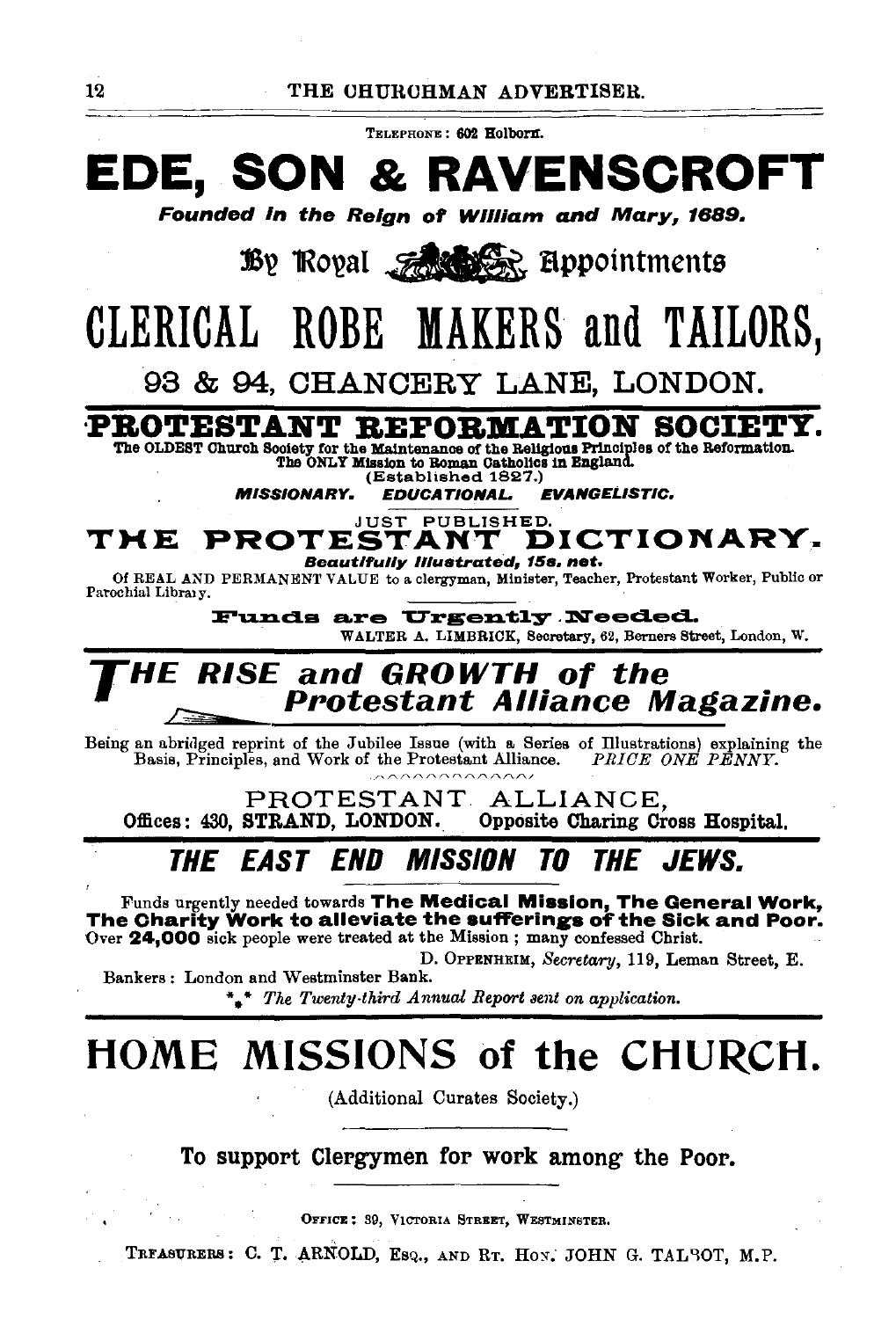TELEPHONE: 602 Holborn.

# EDE, SON & RAVENSCROFT

***Founded in the Reign of William and Mary, 1689.***

By Royal Appointments

# CLERICAL ROBE MAKERS and TAILORS,

## 93 & 94, CHANCERY LANE, LONDON.

# PROTESTANT REFORMATION SOCIETY.

The OLDEST Church Society for the Maintenance of the Religious Principles of the Reformation. The ONLY Mission to Roman Catholics in England.

(Established 1827.)

***MISSIONARY. EDUCATIONAL. EVANGELISTIC.***

JUST PUBLISHED.

## THE PROTESTANT DICTIONARY.

***Beautifully Illustrated, 15s. net.***

Of REAL AND PERMANENT VALUE to a clergyman, Minister, Teacher, Protestant Worker, Public or Parochial Library.

**Funds are Urgently Needed.**

WALTER A. LIMBRICK, Secretary, 62, Berners Street, London, W.

## *THE RISE and GROWTH of the Protestant Alliance Magazine.*

Being an abridged reprint of the Jubilee Issue (with a Series of Illustrations) explaining the Basis, Principles, and Work of the Protestant Alliance. *PRICE ONE PENNY.*

PROTESTANT ALLIANCE,

**Offices: 430, STRAND, LONDON. Opposite Charing Cross Hospital.**

## *THE EAST END MISSION TO THE JEWS.*

Funds urgently needed towards **The Medical Mission, The General Work, The Charity Work to alleviate the sufferings of the Sick and Poor.** Over **24,000** sick people were treated at the Mission; many confessed Christ.

D. OPPENHEIM, *Secretary*, 119, Leman Street, E.

Bankers: London and Westminster Bank.

\*\*\* *The Twenty-third Annual Report sent on application.*

# HOME MISSIONS of the CHURCH.

(Additional Curates Society.)

**To support Clergymen for work among the Poor.**

OFFICE: 39, VICTORIA STREET, WESTMINSTER.

TREASURERS: C. T. ARNOLD, ESQ., AND RT. HON. JOHN G. TALBOT, M.P.